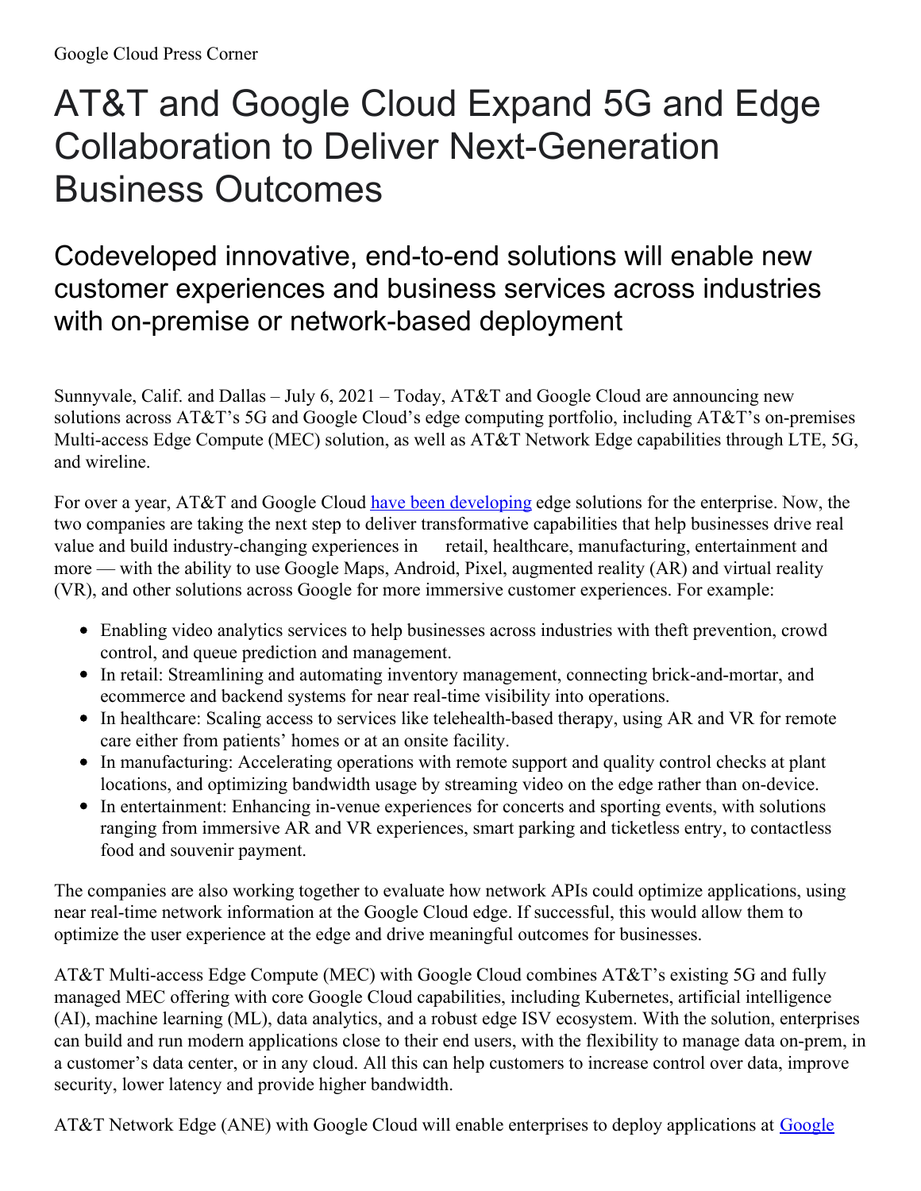Google Cloud Press Corner

# AT&T and Google Cloud Expand 5G and Edge Collaboration to Deliver Next-Generation Business Outcomes

## Codeveloped innovative, end-to-end solutions will enable new customer experiences and business services across industries with on-premise or network-based deployment

Sunnyvale, Calif. and Dallas – July 6, 2021 – Today, AT&T and Google Cloud are announcing new solutions across AT&T's 5G and Google Cloud's edge computing portfolio, including AT&T's on-premises Multi-access Edge Compute (MEC) solution, as well as AT&T Network Edge capabilities through LTE, 5G, and wireline.

For over a year, AT&T and Google Cloud have been developing edge solutions for the enterprise. Now, the two companies are taking the next step to deliver transformative capabilities that help businesses drive real value and build industry-changing experiences in retail, healthcare, manufacturing, entertainment and more — with the ability to use Google Maps, Android, Pixel, augmented reality (AR) and virtual reality (VR), and other solutions across Google for more immersive customer experiences. For example:

- Enabling video analytics services to help businesses across industries with theft prevention, crowd control, and queue prediction and management.
- In retail: Streamlining and automating inventory management, connecting brick-and-mortar, and ecommerce and backend systems for near real-time visibility into operations.
- In healthcare: Scaling access to services like telehealth-based therapy, using AR and VR for remote care either from patients' homes or at an onsite facility.
- In manufacturing: Accelerating operations with remote support and quality control checks at plant locations, and optimizing bandwidth usage by streaming video on the edge rather than on-device.
- In entertainment: Enhancing in-venue experiences for concerts and sporting events, with solutions ranging from immersive AR and VR experiences, smart parking and ticketless entry, to contactless food and souvenir payment.

The companies are also working together to evaluate how network APIs could optimize applications, using near real-time network information at the Google Cloud edge. If successful, this would allow them to optimize the user experience at the edge and drive meaningful outcomes for businesses.

AT&T Multi-access Edge Compute (MEC) with Google Cloud combines AT&T's existing 5G and fully managed MEC offering with core Google Cloud capabilities, including Kubernetes, artificial intelligence (AI), machine learning (ML), data analytics, and a robust edge ISV ecosystem. With the solution, enterprises can build and run modern applications close to their end users, with the flexibility to manage data on-prem, in a customer's data center, or in any cloud. All this can help customers to increase control over data, improve security, lower latency and provide higher bandwidth.

AT&T Network Edge (ANE) with Google Cloud will enable enterprises to deploy applications at Google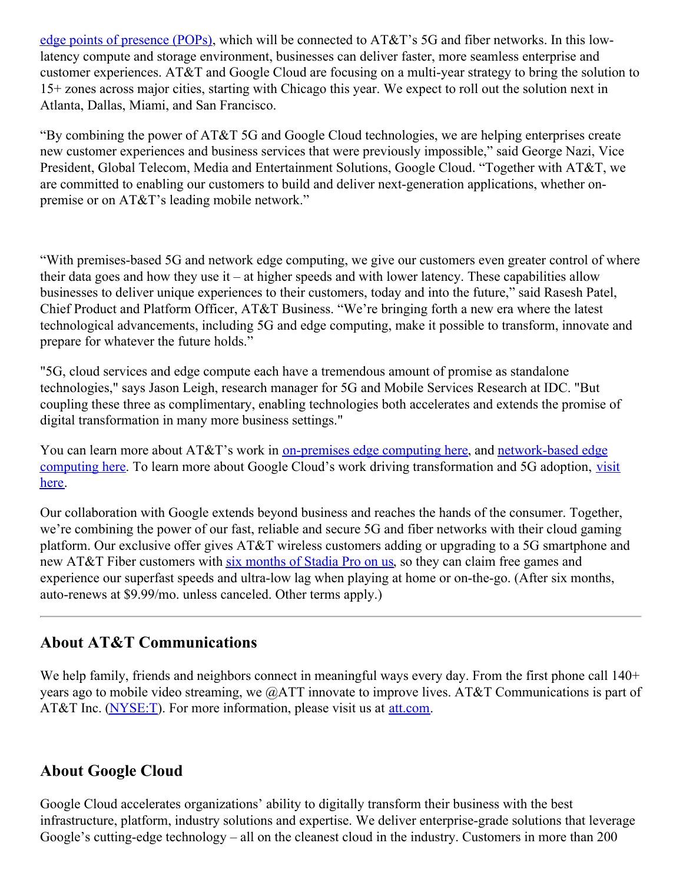edge points of presence (POPs), which will be connected to AT&T's 5G and fiber networks. In this low-latency compute and storage environment, businesses can deliver faster, more seamless enterprise and customer experiences. AT&T and Google Cloud are focusing on a multi-year strategy to bring the solution to 15+ zones across major cities, starting with Chicago this year. We expect to roll out the solution next in Atlanta, Dallas, Miami, and San Francisco.

"By combining the power of AT&T 5G and Google Cloud technologies, we are helping enterprises create new customer experiences and business services that were previously impossible," said George Nazi, Vice President, Global Telecom, Media and Entertainment Solutions, Google Cloud. "Together with AT&T, we are committed to enabling our customers to build and deliver next-generation applications, whether on-premise or on AT&T's leading mobile network."

"With premises-based 5G and network edge computing, we give our customers even greater control of where their data goes and how they use it – at higher speeds and with lower latency. These capabilities allow businesses to deliver unique experiences to their customers, today and into the future," said Rasesh Patel, Chief Product and Platform Officer, AT&T Business. "We're bringing forth a new era where the latest technological advancements, including 5G and edge computing, make it possible to transform, innovate and prepare for whatever the future holds."

"5G, cloud services and edge compute each have a tremendous amount of promise as standalone technologies," says Jason Leigh, research manager for 5G and Mobile Services Research at IDC. "But coupling these three as complimentary, enabling technologies both accelerates and extends the promise of digital transformation in many more business settings."

You can learn more about AT&T's work in on-premises edge computing here, and network-based edge computing here. To learn more about Google Cloud's work driving transformation and 5G adoption, visit here.

Our collaboration with Google extends beyond business and reaches the hands of the consumer. Together, we're combining the power of our fast, reliable and secure 5G and fiber networks with their cloud gaming platform. Our exclusive offer gives AT&T wireless customers adding or upgrading to a 5G smartphone and new AT&T Fiber customers with six months of Stadia Pro on us, so they can claim free games and experience our superfast speeds and ultra-low lag when playing at home or on-the-go. (After six months, auto-renews at $9.99/mo. unless canceled. Other terms apply.)

---

## About AT&T Communications

We help family, friends and neighbors connect in meaningful ways every day. From the first phone call 140+ years ago to mobile video streaming, we @ATT innovate to improve lives. AT&T Communications is part of AT&T Inc. (NYSE:T). For more information, please visit us at att.com.

## About Google Cloud

Google Cloud accelerates organizations' ability to digitally transform their business with the best infrastructure, platform, industry solutions and expertise. We deliver enterprise-grade solutions that leverage Google's cutting-edge technology – all on the cleanest cloud in the industry. Customers in more than 200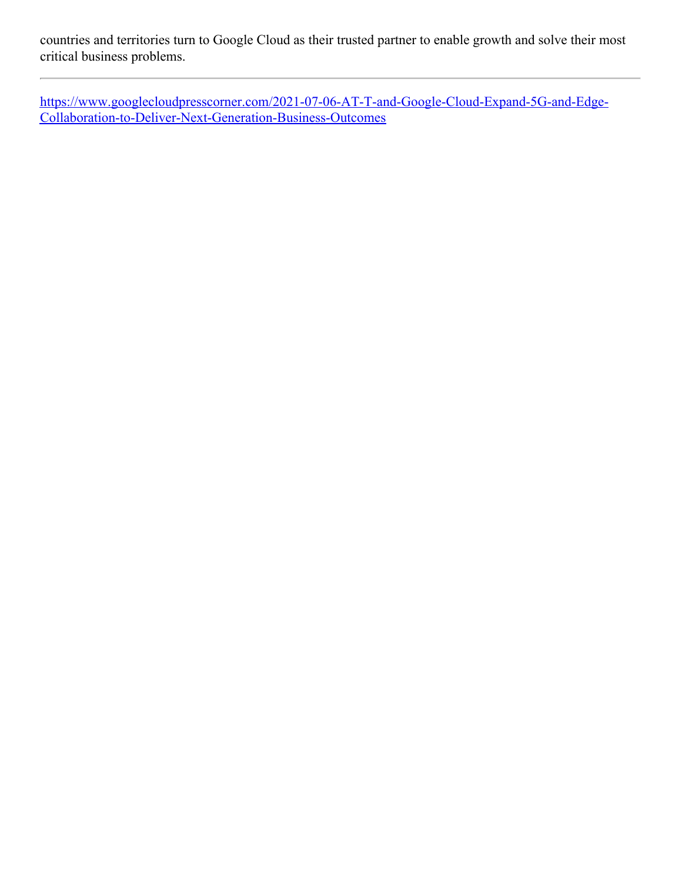countries and territories turn to Google Cloud as their trusted partner to enable growth and solve their most critical business problems.

---

https://www.googlecloudpresscorner.com/2021-07-06-AT-T-and-Google-Cloud-Expand-5G-and-Edge-Collaboration-to-Deliver-Next-Generation-Business-Outcomes